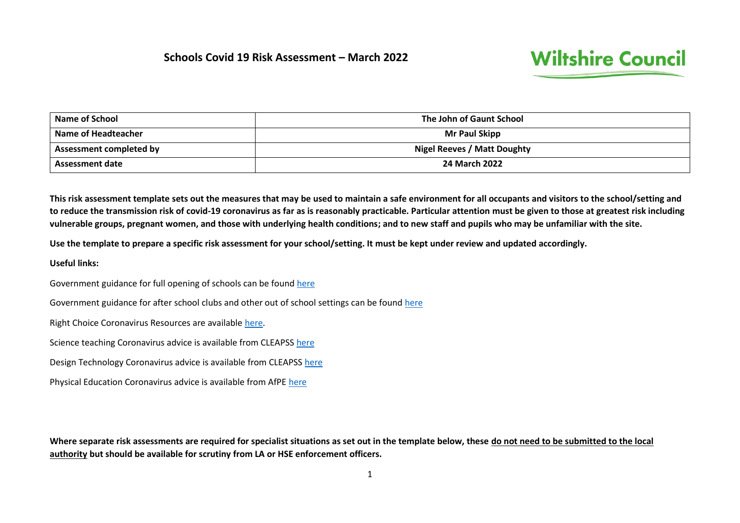# Schools Covid 19 Risk Assessment – March 2022

Wiltshire Council

| Name of School | The John of Gaunt School |
|---|---|
| Name of Headteacher | Mr Paul Skipp |
| Assessment completed by | Nigel Reeves / Matt Doughty |
| Assessment date | 24 March 2022 |

**This risk assessment template sets out the measures that may be used to maintain a safe environment for all occupants and visitors to the school/setting and to reduce the transmission risk of covid-19 coronavirus as far as is reasonably practicable. Particular attention must be given to those at greatest risk including vulnerable groups, pregnant women, and those with underlying health conditions; and to new staff and pupils who may be unfamiliar with the site.**

**Use the template to prepare a specific risk assessment for your school/setting. It must be kept under review and updated accordingly.**

**Useful links:**

Government guidance for full opening of schools can be found here

Government guidance for after school clubs and other out of school settings can be found here

Right Choice Coronavirus Resources are available here.

Science teaching Coronavirus advice is available from CLEAPSS here

Design Technology Coronavirus advice is available from CLEAPSS here

Physical Education Coronavirus advice is available from AfPE here

**Where separate risk assessments are required for specialist situations as set out in the template below, these <u>do not need to be submitted to the local authority</u> but should be available for scrutiny from LA or HSE enforcement officers.**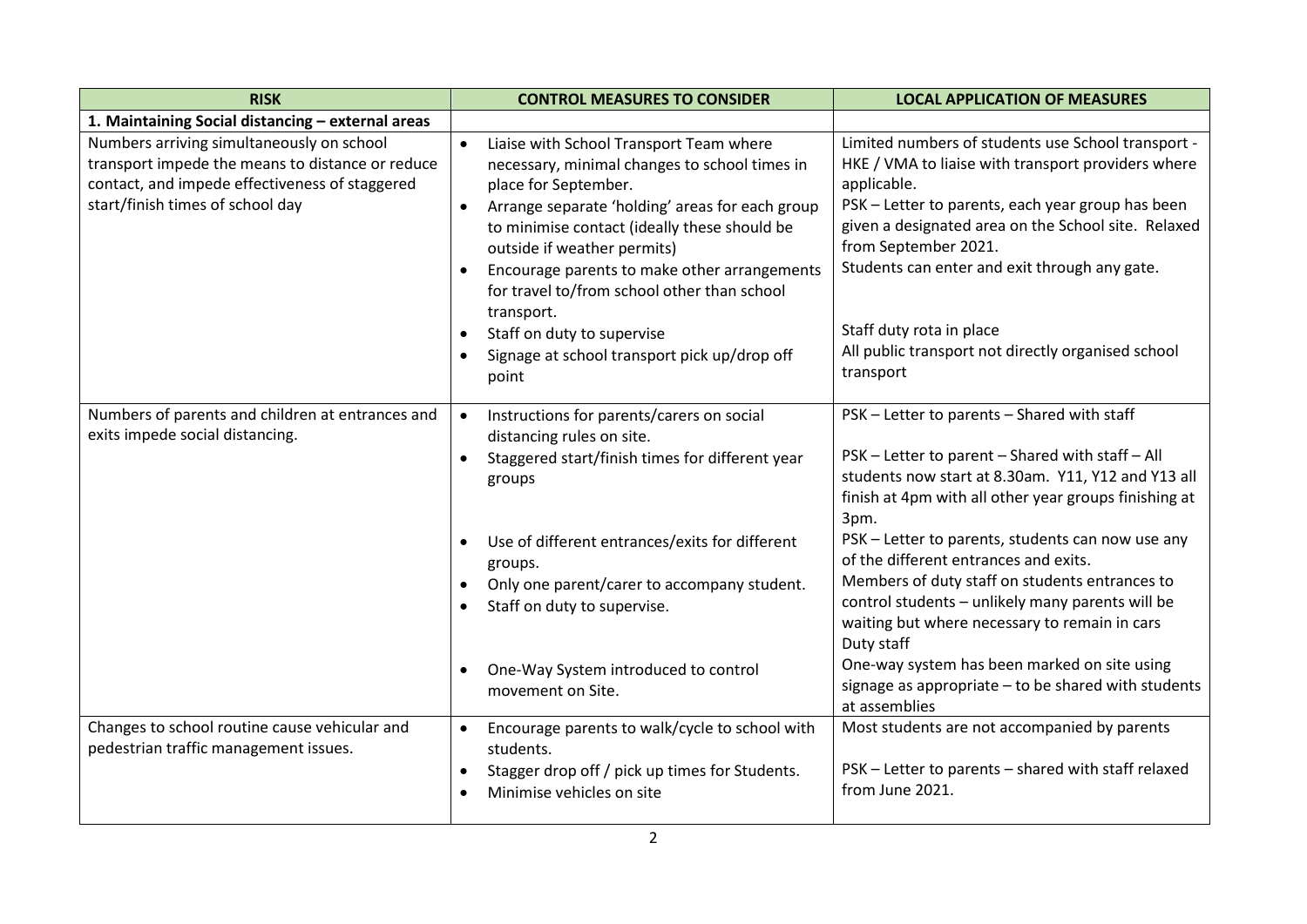| RISK | CONTROL MEASURES TO CONSIDER | LOCAL APPLICATION OF MEASURES |
|---|---|---|
| **1. Maintaining Social distancing – external areas** | | |
| Numbers arriving simultaneously on school transport impede the means to distance or reduce contact, and impede effectiveness of staggered start/finish times of school day | • Liaise with School Transport Team where necessary, minimal changes to school times in place for September.<br>• Arrange separate 'holding' areas for each group to minimise contact (ideally these should be outside if weather permits)<br>• Encourage parents to make other arrangements for travel to/from school other than school transport.<br>• Staff on duty to supervise<br>• Signage at school transport pick up/drop off point | Limited numbers of students use School transport - HKE / VMA to liaise with transport providers where applicable.<br>PSK – Letter to parents, each year group has been given a designated area on the School site. Relaxed from September 2021.<br>Students can enter and exit through any gate.<br><br>Staff duty rota in place<br>All public transport not directly organised school transport |
| Numbers of parents and children at entrances and exits impede social distancing. | • Instructions for parents/carers on social distancing rules on site.<br>• Staggered start/finish times for different year groups<br><br>• Use of different entrances/exits for different groups.<br>• Only one parent/carer to accompany student.<br>• Staff on duty to supervise.<br><br>• One-Way System introduced to control movement on Site. | PSK – Letter to parents – Shared with staff<br><br>PSK – Letter to parent – Shared with staff – All students now start at 8.30am. Y11, Y12 and Y13 all finish at 4pm with all other year groups finishing at 3pm.<br>PSK – Letter to parents, students can now use any of the different entrances and exits.<br>Members of duty staff on students entrances to control students – unlikely many parents will be waiting but where necessary to remain in cars<br>Duty staff<br>One-way system has been marked on site using signage as appropriate – to be shared with students at assemblies |
| Changes to school routine cause vehicular and pedestrian traffic management issues. | • Encourage parents to walk/cycle to school with students.<br>• Stagger drop off / pick up times for Students.<br>• Minimise vehicles on site | Most students are not accompanied by parents<br><br>PSK – Letter to parents – shared with staff relaxed from June 2021. |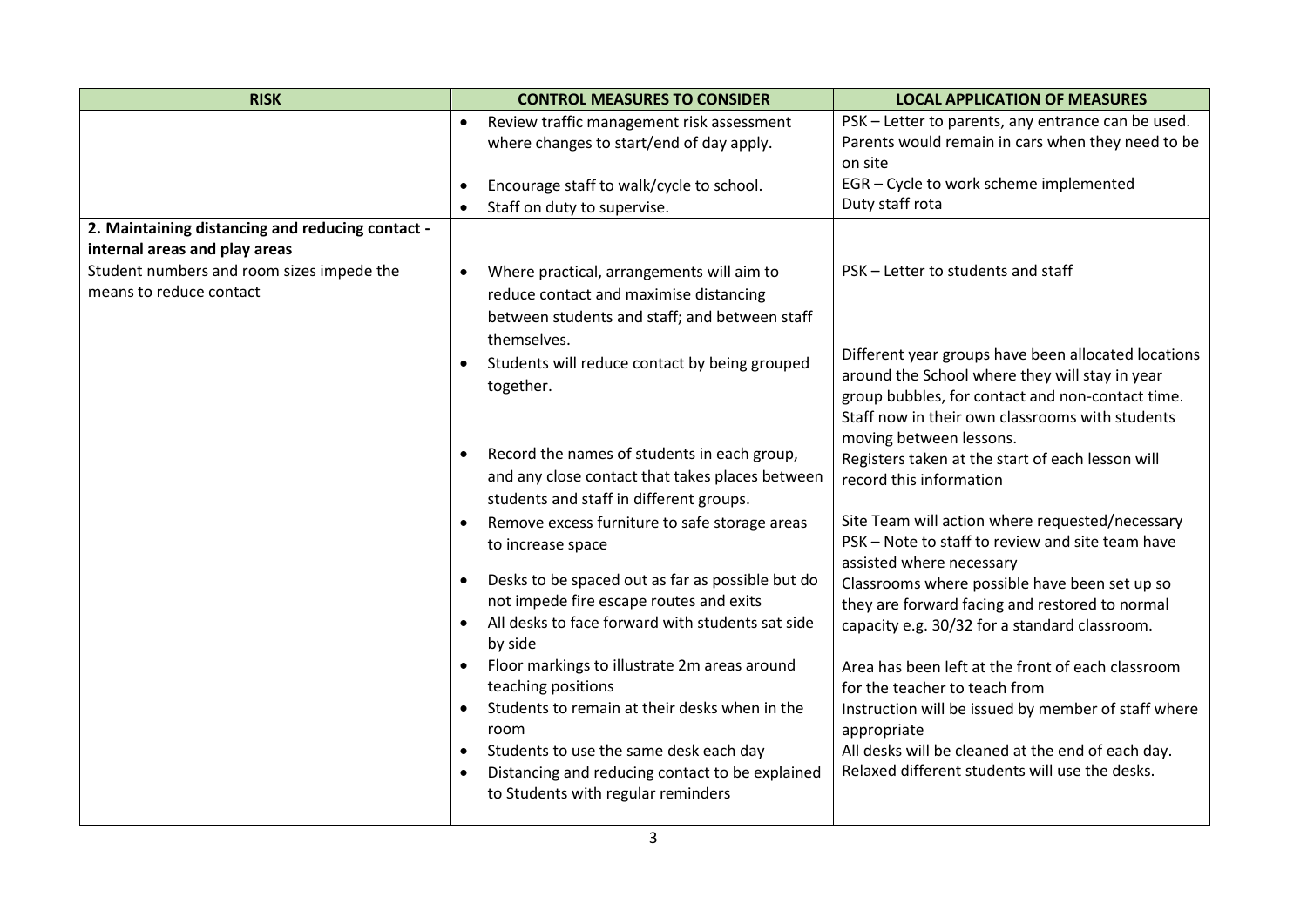| RISK | CONTROL MEASURES TO CONSIDER | LOCAL APPLICATION OF MEASURES |
|---|---|---|
| | • Review traffic management risk assessment where changes to start/end of day apply.<br>• Encourage staff to walk/cycle to school.<br>• Staff on duty to supervise. | PSK – Letter to parents, any entrance can be used. Parents would remain in cars when they need to be on site<br>EGR – Cycle to work scheme implemented<br>Duty staff rota |
| **2. Maintaining distancing and reducing contact - internal areas and play areas** | | |
| Student numbers and room sizes impede the means to reduce contact | • Where practical, arrangements will aim to reduce contact and maximise distancing between students and staff; and between staff themselves.<br>• Students will reduce contact by being grouped together.<br>• Record the names of students in each group, and any close contact that takes places between students and staff in different groups.<br>• Remove excess furniture to safe storage areas to increase space<br>• Desks to be spaced out as far as possible but do not impede fire escape routes and exits<br>• All desks to face forward with students sat side by side<br>• Floor markings to illustrate 2m areas around teaching positions<br>• Students to remain at their desks when in the room<br>• Students to use the same desk each day<br>• Distancing and reducing contact to be explained to Students with regular reminders | PSK – Letter to students and staff<br>Different year groups have been allocated locations around the School where they will stay in year group bubbles, for contact and non-contact time. Staff now in their own classrooms with students moving between lessons.<br>Registers taken at the start of each lesson will record this information<br>Site Team will action where requested/necessary<br>PSK – Note to staff to review and site team have assisted where necessary<br>Classrooms where possible have been set up so they are forward facing and restored to normal capacity e.g. 30/32 for a standard classroom.<br>Area has been left at the front of each classroom for the teacher to teach from<br>Instruction will be issued by member of staff where appropriate<br>All desks will be cleaned at the end of each day. Relaxed different students will use the desks. |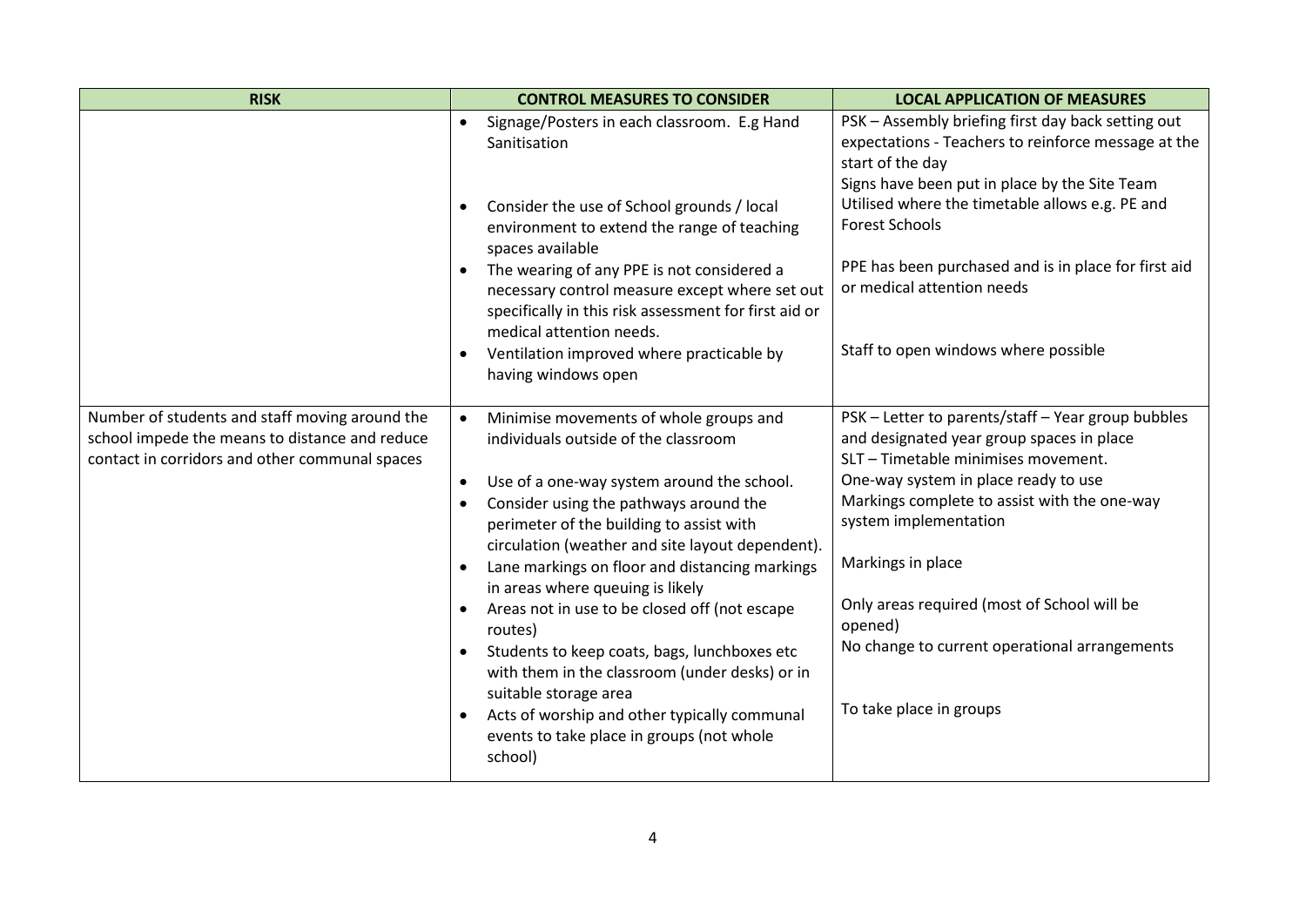| RISK | CONTROL MEASURES TO CONSIDER | LOCAL APPLICATION OF MEASURES |
|---|---|---|
| | • Signage/Posters in each classroom. E.g Hand Sanitisation<br>• Consider the use of School grounds / local environment to extend the range of teaching spaces available<br>• The wearing of any PPE is not considered a necessary control measure except where set out specifically in this risk assessment for first aid or medical attention needs.<br>• Ventilation improved where practicable by having windows open | PSK – Assembly briefing first day back setting out expectations - Teachers to reinforce message at the start of the day<br>Signs have been put in place by the Site Team<br>Utilised where the timetable allows e.g. PE and Forest Schools<br>PPE has been purchased and is in place for first aid or medical attention needs<br>Staff to open windows where possible |
| Number of students and staff moving around the school impede the means to distance and reduce contact in corridors and other communal spaces | • Minimise movements of whole groups and individuals outside of the classroom<br>• Use of a one-way system around the school.<br>• Consider using the pathways around the perimeter of the building to assist with circulation (weather and site layout dependent).<br>• Lane markings on floor and distancing markings in areas where queuing is likely<br>• Areas not in use to be closed off (not escape routes)<br>• Students to keep coats, bags, lunchboxes etc with them in the classroom (under desks) or in suitable storage area<br>• Acts of worship and other typically communal events to take place in groups (not whole school) | PSK – Letter to parents/staff – Year group bubbles and designated year group spaces in place<br>SLT – Timetable minimises movement.<br>One-way system in place ready to use<br>Markings complete to assist with the one-way system implementation<br>Markings in place<br>Only areas required (most of School will be opened)<br>No change to current operational arrangements<br>To take place in groups |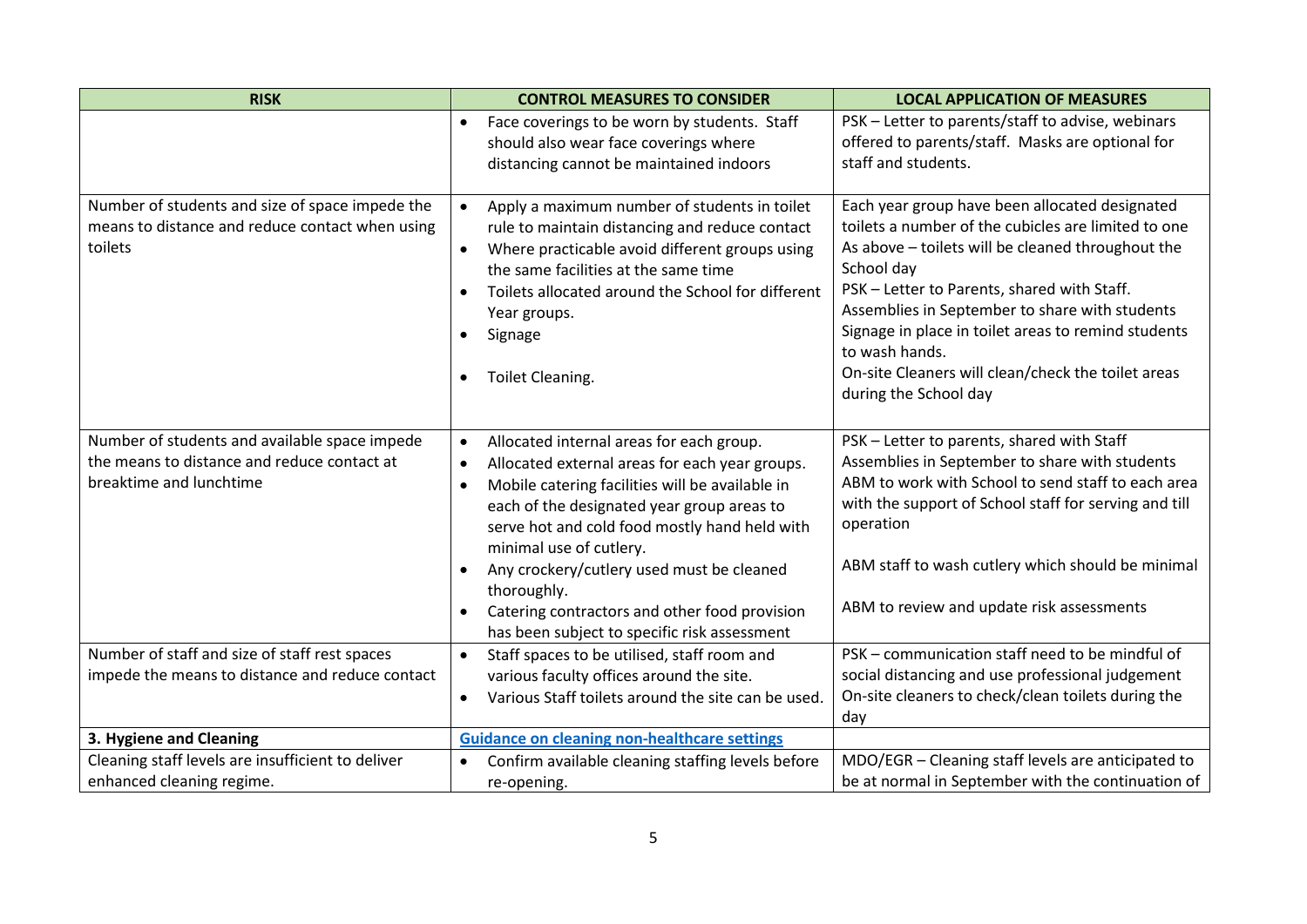| RISK | CONTROL MEASURES TO CONSIDER | LOCAL APPLICATION OF MEASURES |
|---|---|---|
| | • Face coverings to be worn by students. Staff should also wear face coverings where distancing cannot be maintained indoors | PSK – Letter to parents/staff to advise, webinars offered to parents/staff. Masks are optional for staff and students. |
| Number of students and size of space impede the means to distance and reduce contact when using toilets | • Apply a maximum number of students in toilet rule to maintain distancing and reduce contact<br>• Where practicable avoid different groups using the same facilities at the same time<br>• Toilets allocated around the School for different Year groups.<br>• Signage<br>• Toilet Cleaning. | Each year group have been allocated designated toilets a number of the cubicles are limited to one<br>As above – toilets will be cleaned throughout the School day<br>PSK – Letter to Parents, shared with Staff.<br>Assemblies in September to share with students<br>Signage in place in toilet areas to remind students to wash hands.<br>On-site Cleaners will clean/check the toilet areas during the School day |
| Number of students and available space impede the means to distance and reduce contact at breaktime and lunchtime | • Allocated internal areas for each group.<br>• Allocated external areas for each year groups.<br>• Mobile catering facilities will be available in each of the designated year group areas to serve hot and cold food mostly hand held with minimal use of cutlery.<br>• Any crockery/cutlery used must be cleaned thoroughly.<br>• Catering contractors and other food provision has been subject to specific risk assessment | PSK – Letter to parents, shared with Staff<br>Assemblies in September to share with students<br>ABM to work with School to send staff to each area with the support of School staff for serving and till operation<br><br>ABM staff to wash cutlery which should be minimal<br><br>ABM to review and update risk assessments |
| Number of staff and size of staff rest spaces impede the means to distance and reduce contact | • Staff spaces to be utilised, staff room and various faculty offices around the site.<br>• Various Staff toilets around the site can be used. | PSK – communication staff need to be mindful of social distancing and use professional judgement<br>On-site cleaners to check/clean toilets during the day |
| **3. Hygiene and Cleaning** | **Guidance on cleaning non-healthcare settings** | |
| Cleaning staff levels are insufficient to deliver enhanced cleaning regime. | • Confirm available cleaning staffing levels before re-opening. | MDO/EGR – Cleaning staff levels are anticipated to be at normal in September with the continuation of |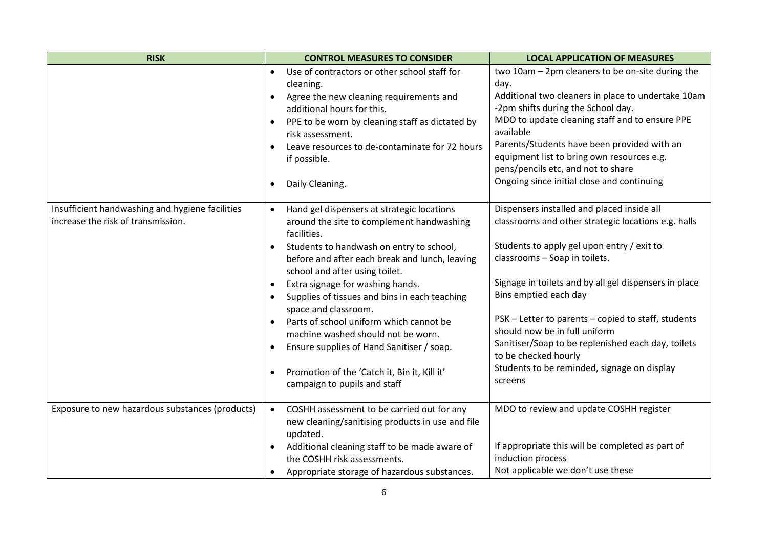| RISK | CONTROL MEASURES TO CONSIDER | LOCAL APPLICATION OF MEASURES |
|---|---|---|
| | • Use of contractors or other school staff for cleaning.<br>• Agree the new cleaning requirements and additional hours for this.<br>• PPE to be worn by cleaning staff as dictated by risk assessment.<br>• Leave resources to de-contaminate for 72 hours if possible.<br>• Daily Cleaning. | two 10am – 2pm cleaners to be on-site during the day.<br>Additional two cleaners in place to undertake 10am -2pm shifts during the School day.<br>MDO to update cleaning staff and to ensure PPE available<br>Parents/Students have been provided with an equipment list to bring own resources e.g. pens/pencils etc, and not to share<br>Ongoing since initial close and continuing |
| Insufficient handwashing and hygiene facilities increase the risk of transmission. | • Hand gel dispensers at strategic locations around the site to complement handwashing facilities.<br>• Students to handwash on entry to school, before and after each break and lunch, leaving school and after using toilet.<br>• Extra signage for washing hands.<br>• Supplies of tissues and bins in each teaching space and classroom.<br>• Parts of school uniform which cannot be machine washed should not be worn.<br>• Ensure supplies of Hand Sanitiser / soap.<br>• Promotion of the 'Catch it, Bin it, Kill it' campaign to pupils and staff | Dispensers installed and placed inside all classrooms and other strategic locations e.g. halls<br><br>Students to apply gel upon entry / exit to classrooms – Soap in toilets.<br><br>Signage in toilets and by all gel dispensers in place<br>Bins emptied each day<br><br>PSK – Letter to parents – copied to staff, students should now be in full uniform<br>Sanitiser/Soap to be replenished each day, toilets to be checked hourly<br>Students to be reminded, signage on display screens |
| Exposure to new hazardous substances (products) | • COSHH assessment to be carried out for any new cleaning/sanitising products in use and file updated.<br>• Additional cleaning staff to be made aware of the COSHH risk assessments.<br>• Appropriate storage of hazardous substances. | MDO to review and update COSHH register<br><br>If appropriate this will be completed as part of induction process<br>Not applicable we don't use these |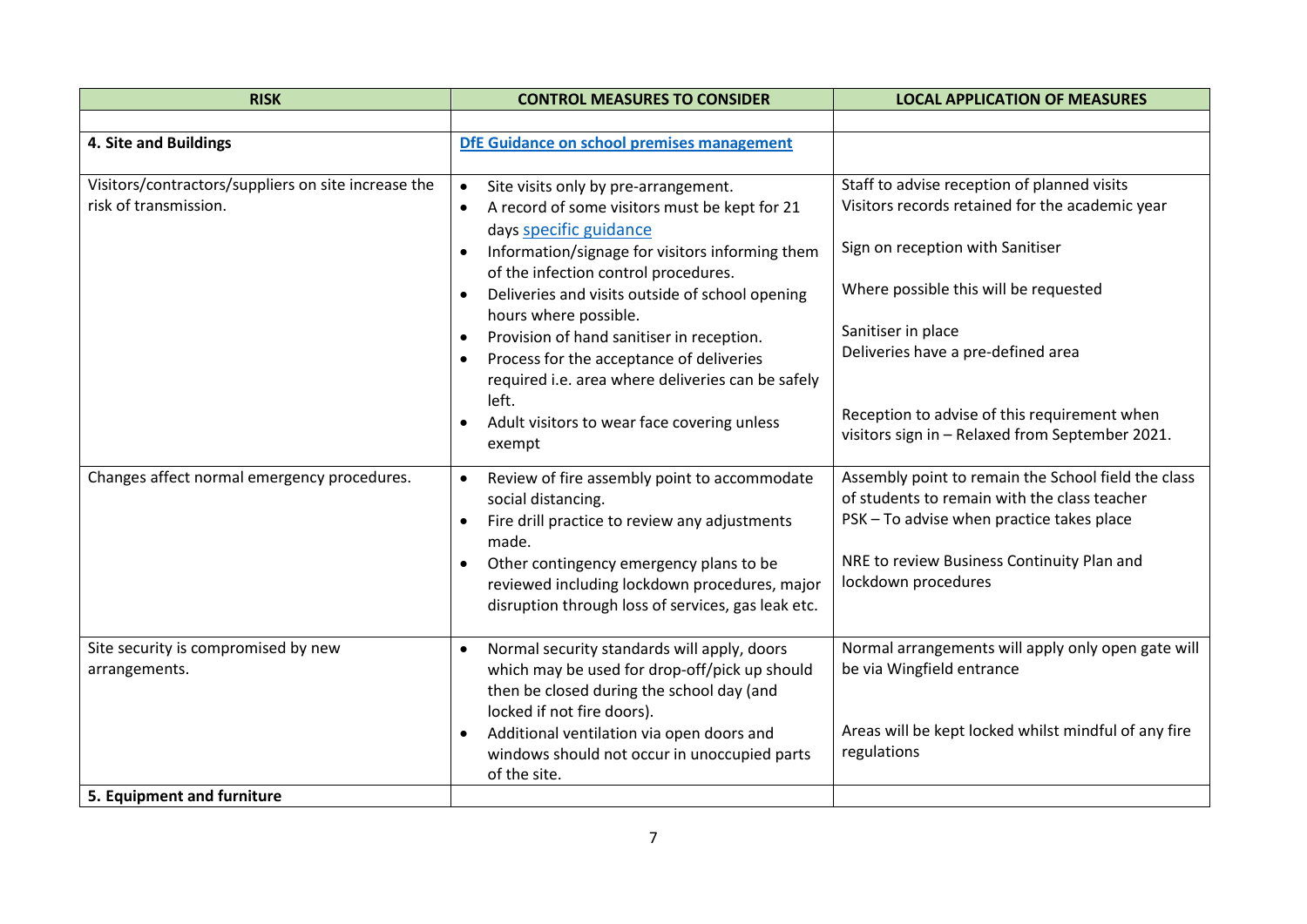| RISK | CONTROL MEASURES TO CONSIDER | LOCAL APPLICATION OF MEASURES |
|---|---|---|
| | | |
| **4. Site and Buildings** | **DfE Guidance on school premises management** | |
| Visitors/contractors/suppliers on site increase the risk of transmission. | • Site visits only by pre-arrangement.<br>• A record of some visitors must be kept for 21 days specific guidance<br>• Information/signage for visitors informing them of the infection control procedures.<br>• Deliveries and visits outside of school opening hours where possible.<br>• Provision of hand sanitiser in reception.<br>• Process for the acceptance of deliveries required i.e. area where deliveries can be safely left.<br>• Adult visitors to wear face covering unless exempt | Staff to advise reception of planned visits<br>Visitors records retained for the academic year<br><br>Sign on reception with Sanitiser<br><br>Where possible this will be requested<br><br>Sanitiser in place<br>Deliveries have a pre-defined area<br><br>Reception to advise of this requirement when visitors sign in – Relaxed from September 2021. |
| Changes affect normal emergency procedures. | • Review of fire assembly point to accommodate social distancing.<br>• Fire drill practice to review any adjustments made.<br>• Other contingency emergency plans to be reviewed including lockdown procedures, major disruption through loss of services, gas leak etc. | Assembly point to remain the School field the class of students to remain with the class teacher<br>PSK – To advise when practice takes place<br><br>NRE to review Business Continuity Plan and lockdown procedures |
| Site security is compromised by new arrangements. | • Normal security standards will apply, doors which may be used for drop-off/pick up should then be closed during the school day (and locked if not fire doors).<br>• Additional ventilation via open doors and windows should not occur in unoccupied parts of the site. | Normal arrangements will apply only open gate will be via Wingfield entrance<br><br>Areas will be kept locked whilst mindful of any fire regulations |
| **5. Equipment and furniture** | | |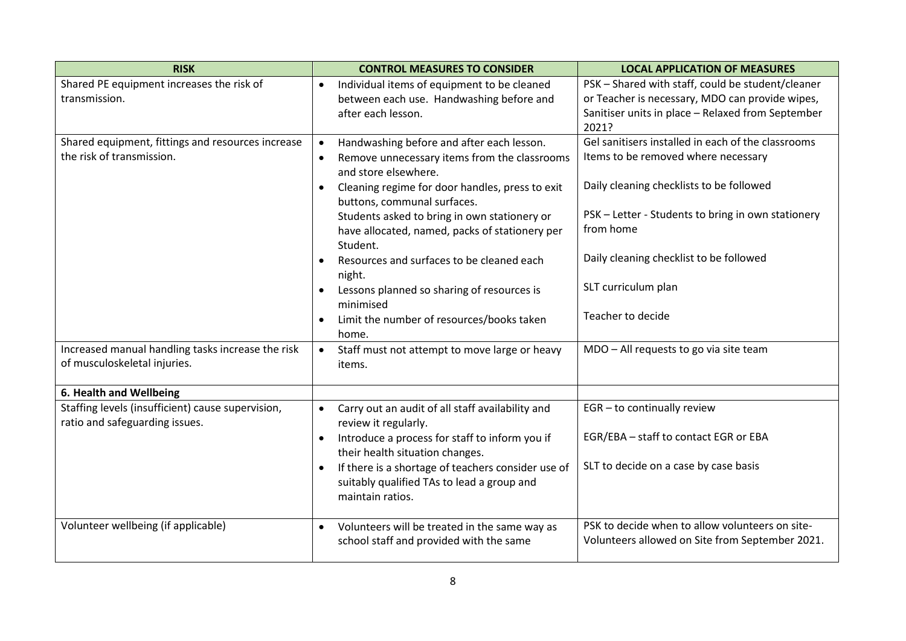| RISK | CONTROL MEASURES TO CONSIDER | LOCAL APPLICATION OF MEASURES |
|---|---|---|
| Shared PE equipment increases the risk of transmission. | • Individual items of equipment to be cleaned between each use. Handwashing before and after each lesson. | PSK – Shared with staff, could be student/cleaner or Teacher is necessary, MDO can provide wipes, Sanitiser units in place – Relaxed from September 2021? |
| Shared equipment, fittings and resources increase the risk of transmission. | • Handwashing before and after each lesson.<br>• Remove unnecessary items from the classrooms and store elsewhere.<br>• Cleaning regime for door handles, press to exit buttons, communal surfaces.<br>Students asked to bring in own stationery or have allocated, named, packs of stationery per Student.<br>• Resources and surfaces to be cleaned each night.<br>• Lessons planned so sharing of resources is minimised<br>• Limit the number of resources/books taken home. | Gel sanitisers installed in each of the classrooms<br>Items to be removed where necessary<br><br>Daily cleaning checklists to be followed<br><br>PSK – Letter - Students to bring in own stationery from home<br><br>Daily cleaning checklist to be followed<br><br>SLT curriculum plan<br><br>Teacher to decide |
| Increased manual handling tasks increase the risk of musculoskeletal injuries. | • Staff must not attempt to move large or heavy items. | MDO – All requests to go via site team |
| **6. Health and Wellbeing** | | |
| Staffing levels (insufficient) cause supervision, ratio and safeguarding issues. | • Carry out an audit of all staff availability and review it regularly.<br>• Introduce a process for staff to inform you if their health situation changes.<br>• If there is a shortage of teachers consider use of suitably qualified TAs to lead a group and maintain ratios. | EGR – to continually review<br><br>EGR/EBA – staff to contact EGR or EBA<br><br>SLT to decide on a case by case basis |
| Volunteer wellbeing (if applicable) | • Volunteers will be treated in the same way as school staff and provided with the same | PSK to decide when to allow volunteers on site-<br>Volunteers allowed on Site from September 2021. |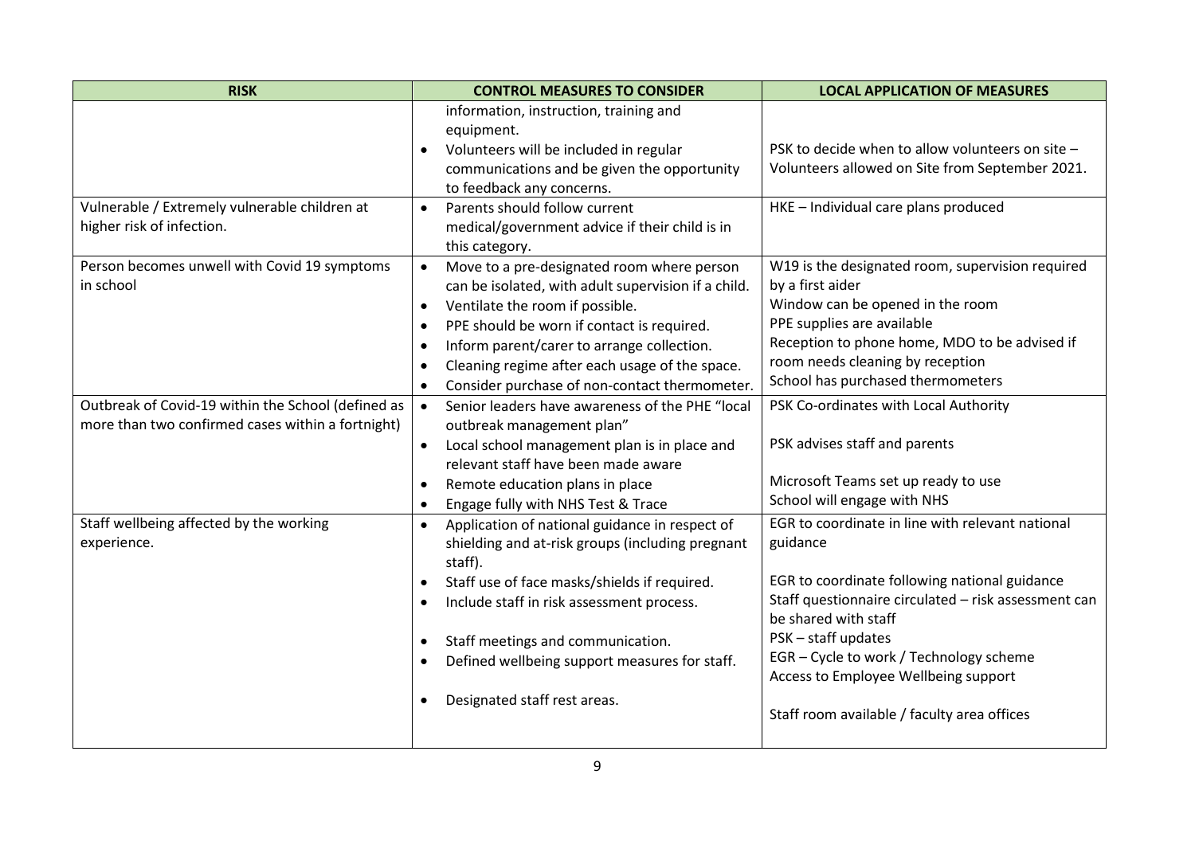| RISK | CONTROL MEASURES TO CONSIDER | LOCAL APPLICATION OF MEASURES |
|---|---|---|
| | information, instruction, training and equipment.<br>• Volunteers will be included in regular communications and be given the opportunity to feedback any concerns. | PSK to decide when to allow volunteers on site – Volunteers allowed on Site from September 2021. |
| Vulnerable / Extremely vulnerable children at higher risk of infection. | • Parents should follow current medical/government advice if their child is in this category. | HKE – Individual care plans produced |
| Person becomes unwell with Covid 19 symptoms in school | • Move to a pre-designated room where person can be isolated, with adult supervision if a child.<br>• Ventilate the room if possible.<br>• PPE should be worn if contact is required.<br>• Inform parent/carer to arrange collection.<br>• Cleaning regime after each usage of the space.<br>• Consider purchase of non-contact thermometer. | W19 is the designated room, supervision required by a first aider<br>Window can be opened in the room<br>PPE supplies are available<br>Reception to phone home, MDO to be advised if room needs cleaning by reception<br>School has purchased thermometers |
| Outbreak of Covid-19 within the School (defined as more than two confirmed cases within a fortnight) | • Senior leaders have awareness of the PHE "local outbreak management plan"<br>• Local school management plan is in place and relevant staff have been made aware<br>• Remote education plans in place<br>• Engage fully with NHS Test & Trace | PSK Co-ordinates with Local Authority<br><br>PSK advises staff and parents<br><br>Microsoft Teams set up ready to use<br>School will engage with NHS |
| Staff wellbeing affected by the working experience. | • Application of national guidance in respect of shielding and at-risk groups (including pregnant staff).<br>• Staff use of face masks/shields if required.<br>• Include staff in risk assessment process.<br><br>• Staff meetings and communication.<br>• Defined wellbeing support measures for staff.<br><br>• Designated staff rest areas. | EGR to coordinate in line with relevant national guidance<br><br>EGR to coordinate following national guidance<br>Staff questionnaire circulated – risk assessment can be shared with staff<br>PSK – staff updates<br>EGR – Cycle to work / Technology scheme<br>Access to Employee Wellbeing support<br><br>Staff room available / faculty area offices |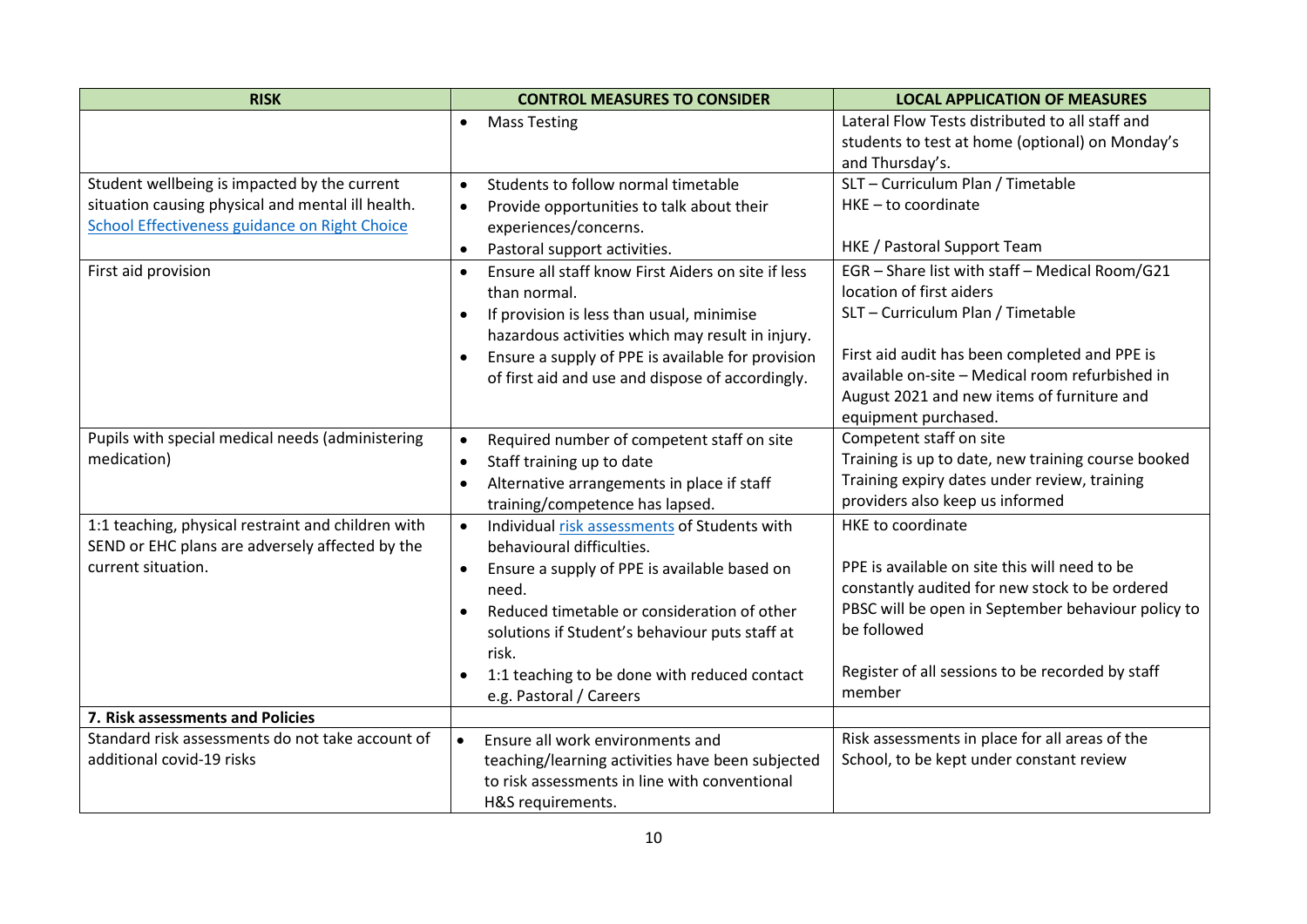| RISK | CONTROL MEASURES TO CONSIDER | LOCAL APPLICATION OF MEASURES |
|---|---|---|
| | • Mass Testing | Lateral Flow Tests distributed to all staff and students to test at home (optional) on Monday's and Thursday's. |
| Student wellbeing is impacted by the current situation causing physical and mental ill health. [School Effectiveness guidance on Right Choice]() | • Students to follow normal timetable<br>• Provide opportunities to talk about their experiences/concerns.<br>• Pastoral support activities. | SLT – Curriculum Plan / Timetable<br>HKE – to coordinate<br><br>HKE / Pastoral Support Team |
| First aid provision | • Ensure all staff know First Aiders on site if less than normal.<br>• If provision is less than usual, minimise hazardous activities which may result in injury.<br>• Ensure a supply of PPE is available for provision of first aid and use and dispose of accordingly. | EGR – Share list with staff – Medical Room/G21 location of first aiders<br>SLT – Curriculum Plan / Timetable<br><br>First aid audit has been completed and PPE is available on-site – Medical room refurbished in August 2021 and new items of furniture and equipment purchased. |
| Pupils with special medical needs (administering medication) | • Required number of competent staff on site<br>• Staff training up to date<br>• Alternative arrangements in place if staff training/competence has lapsed. | Competent staff on site<br>Training is up to date, new training course booked<br>Training expiry dates under review, training providers also keep us informed |
| 1:1 teaching, physical restraint and children with SEND or EHC plans are adversely affected by the current situation. | • Individual [risk assessments]() of Students with behavioural difficulties.<br>• Ensure a supply of PPE is available based on need.<br>• Reduced timetable or consideration of other solutions if Student's behaviour puts staff at risk.<br>• 1:1 teaching to be done with reduced contact e.g. Pastoral / Careers | HKE to coordinate<br><br>PPE is available on site this will need to be constantly audited for new stock to be ordered<br>PBSC will be open in September behaviour policy to be followed<br><br>Register of all sessions to be recorded by staff member |
| **7. Risk assessments and Policies** | | |
| Standard risk assessments do not take account of additional covid-19 risks | • Ensure all work environments and teaching/learning activities have been subjected to risk assessments in line with conventional H&S requirements. | Risk assessments in place for all areas of the School, to be kept under constant review |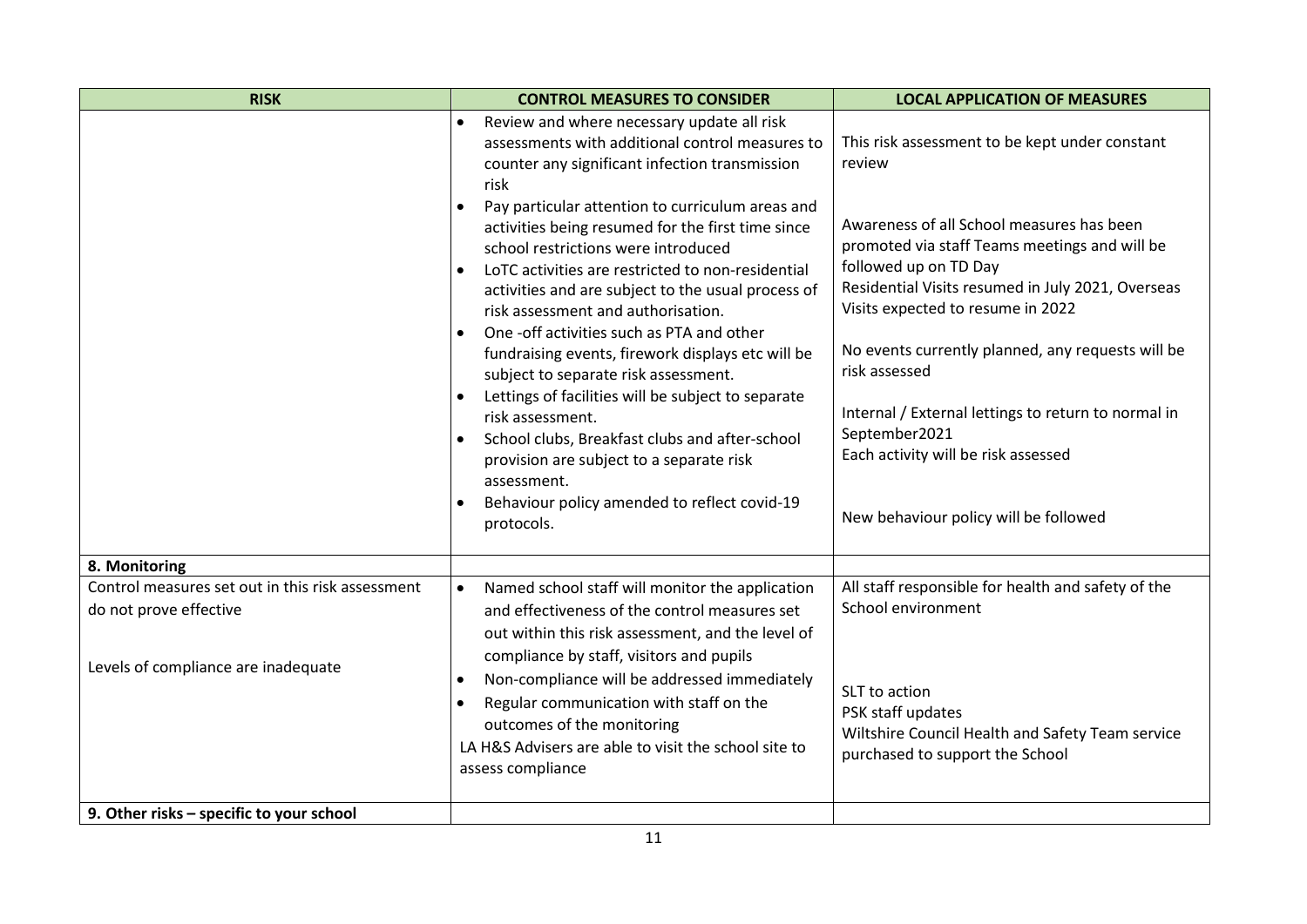| RISK | CONTROL MEASURES TO CONSIDER | LOCAL APPLICATION OF MEASURES |
|---|---|---|
| | • Review and where necessary update all risk assessments with additional control measures to counter any significant infection transmission risk<br>• Pay particular attention to curriculum areas and activities being resumed for the first time since school restrictions were introduced<br>• LoTC activities are restricted to non-residential activities and are subject to the usual process of risk assessment and authorisation.<br>• One -off activities such as PTA and other fundraising events, firework displays etc will be subject to separate risk assessment.<br>• Lettings of facilities will be subject to separate risk assessment.<br>• School clubs, Breakfast clubs and after-school provision are subject to a separate risk assessment.<br>• Behaviour policy amended to reflect covid-19 protocols. | This risk assessment to be kept under constant review<br><br>Awareness of all School measures has been promoted via staff Teams meetings and will be followed up on TD Day<br>Residential Visits resumed in July 2021, Overseas Visits expected to resume in 2022<br><br>No events currently planned, any requests will be risk assessed<br><br>Internal / External lettings to return to normal in September2021<br>Each activity will be risk assessed<br><br>New behaviour policy will be followed |
| **8. Monitoring** | | |
| Control measures set out in this risk assessment do not prove effective<br><br>Levels of compliance are inadequate | • Named school staff will monitor the application and effectiveness of the control measures set out within this risk assessment, and the level of compliance by staff, visitors and pupils<br>• Non-compliance will be addressed immediately<br>• Regular communication with staff on the outcomes of the monitoring<br>LA H&S Advisers are able to visit the school site to assess compliance | All staff responsible for health and safety of the School environment<br><br>SLT to action<br>PSK staff updates<br>Wiltshire Council Health and Safety Team service purchased to support the School |
| **9. Other risks – specific to your school** | | |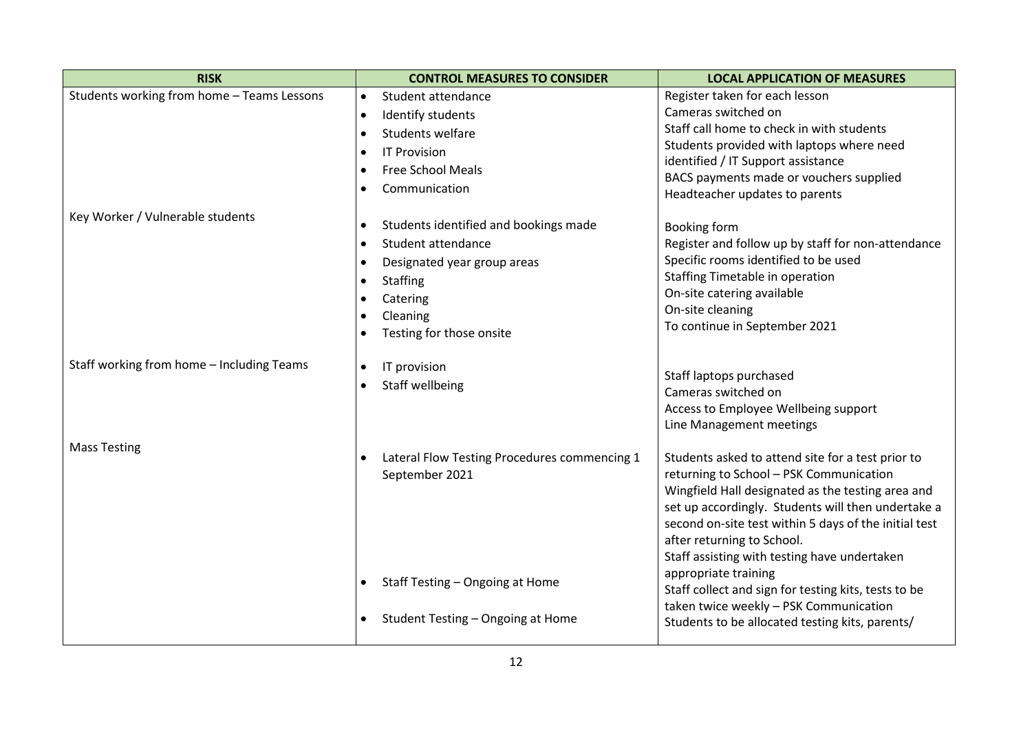| RISK | CONTROL MEASURES TO CONSIDER | LOCAL APPLICATION OF MEASURES |
|---|---|---|
| Students working from home – Teams Lessons | • Student attendance<br>• Identify students<br>• Students welfare<br>• IT Provision<br>• Free School Meals<br>• Communication | Register taken for each lesson<br>Cameras switched on<br>Staff call home to check in with students<br>Students provided with laptops where need identified / IT Support assistance<br>BACS payments made or vouchers supplied<br>Headteacher updates to parents |
| Key Worker / Vulnerable students | • Students identified and bookings made<br>• Student attendance<br>• Designated year group areas<br>• Staffing<br>• Catering<br>• Cleaning<br>• Testing for those onsite | Booking form<br>Register and follow up by staff for non-attendance<br>Specific rooms identified to be used<br>Staffing Timetable in operation<br>On-site catering available<br>On-site cleaning<br>To continue in September 2021 |
| Staff working from home – Including Teams | • IT provision<br>• Staff wellbeing | Staff laptops purchased<br>Cameras switched on<br>Access to Employee Wellbeing support<br>Line Management meetings |
| Mass Testing | • Lateral Flow Testing Procedures commencing 1 September 2021<br><br><br><br><br><br>• Staff Testing – Ongoing at Home<br><br>• Student Testing – Ongoing at Home | Students asked to attend site for a test prior to returning to School – PSK Communication<br>Wingfield Hall designated as the testing area and set up accordingly. Students will then undertake a second on-site test within 5 days of the initial test after returning to School.<br>Staff assisting with testing have undertaken appropriate training<br>Staff collect and sign for testing kits, tests to be taken twice weekly – PSK Communication<br>Students to be allocated testing kits, parents/ |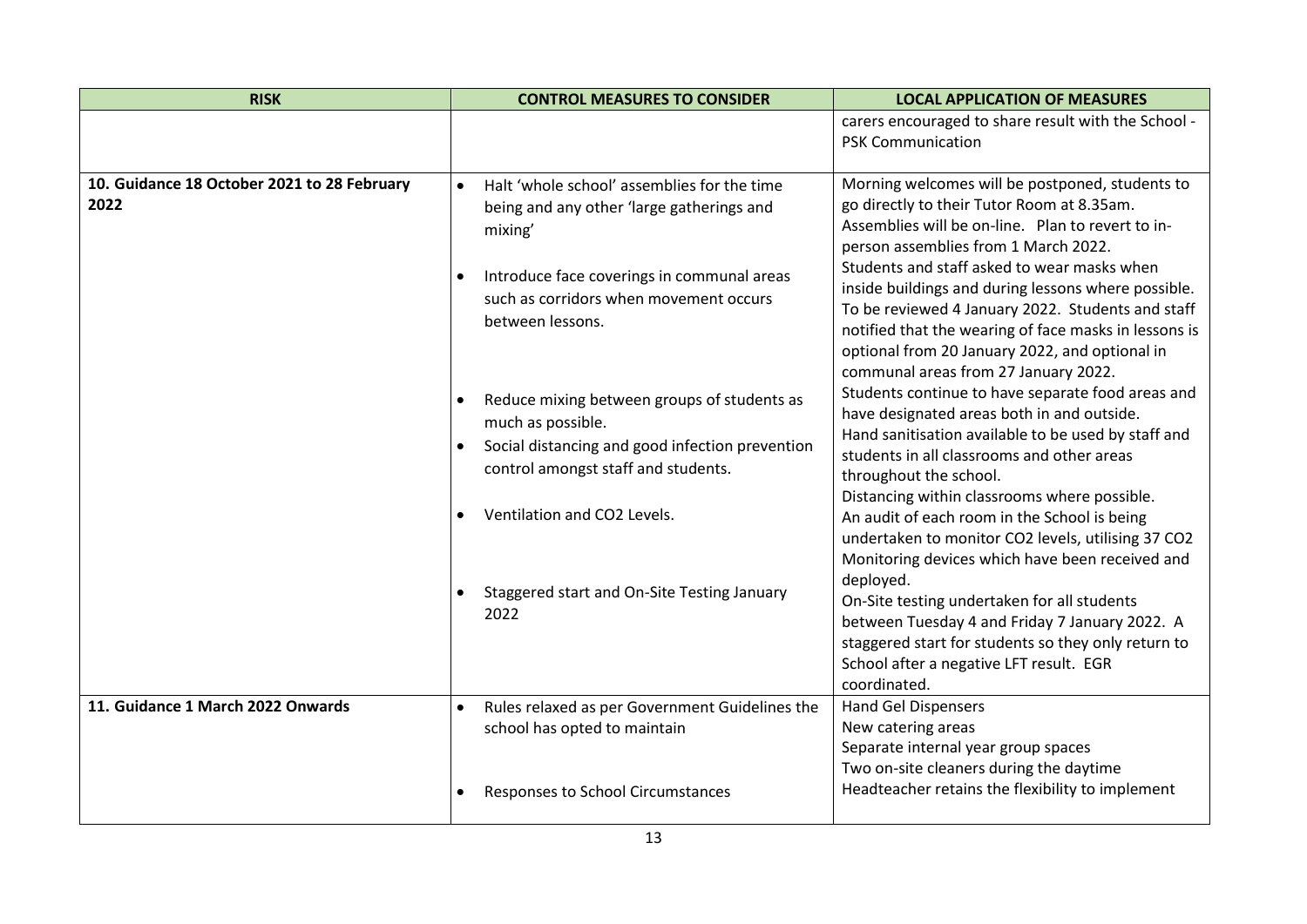| RISK | CONTROL MEASURES TO CONSIDER | LOCAL APPLICATION OF MEASURES |
|---|---|---|
| | | carers encouraged to share result with the School - PSK Communication |
| **10. Guidance 18 October 2021 to 28 February 2022** | • Halt 'whole school' assemblies for the time being and any other 'large gatherings and mixing'<br>• Introduce face coverings in communal areas such as corridors when movement occurs between lessons.<br>• Reduce mixing between groups of students as much as possible.<br>• Social distancing and good infection prevention control amongst staff and students.<br>• Ventilation and $CO_2$ Levels.<br>• Staggered start and On-Site Testing January 2022 | Morning welcomes will be postponed, students to go directly to their Tutor Room at 8.35am. Assemblies will be on-line. Plan to revert to in-person assemblies from 1 March 2022.<br>Students and staff asked to wear masks when inside buildings and during lessons where possible. To be reviewed 4 January 2022. Students and staff notified that the wearing of face masks in lessons is optional from 20 January 2022, and optional in communal areas from 27 January 2022.<br>Students continue to have separate food areas and have designated areas both in and outside.<br>Hand sanitisation available to be used by staff and students in all classrooms and other areas throughout the school.<br>Distancing within classrooms where possible.<br>An audit of each room in the School is being undertaken to monitor $CO_2$ levels, utilising 37 $CO_2$ Monitoring devices which have been received and deployed.<br>On-Site testing undertaken for all students between Tuesday 4 and Friday 7 January 2022. A staggered start for students so they only return to School after a negative LFT result. EGR coordinated. |
| **11. Guidance 1 March 2022 Onwards** | • Rules relaxed as per Government Guidelines the school has opted to maintain<br>• Responses to School Circumstances | Hand Gel Dispensers<br>New catering areas<br>Separate internal year group spaces<br>Two on-site cleaners during the daytime<br>Headteacher retains the flexibility to implement |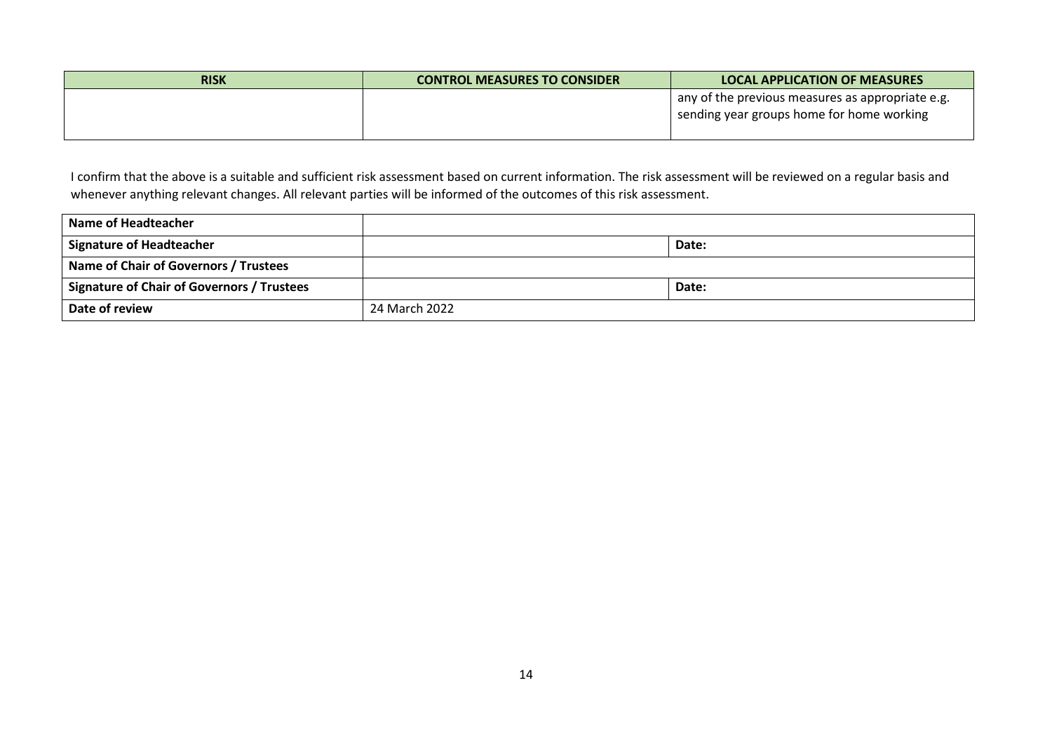| RISK | CONTROL MEASURES TO CONSIDER | LOCAL APPLICATION OF MEASURES |
|---|---|---|
| | | any of the previous measures as appropriate e.g. sending year groups home for home working |

I confirm that the above is a suitable and sufficient risk assessment based on current information. The risk assessment will be reviewed on a regular basis and whenever anything relevant changes. All relevant parties will be informed of the outcomes of this risk assessment.

| | | |
|---|---|---|
| **Name of Headteacher** | | |
| **Signature of Headteacher** | | **Date:** |
| **Name of Chair of Governors / Trustees** | | |
| **Signature of Chair of Governors / Trustees** | | **Date:** |
| **Date of review** | 24 March 2022 | |